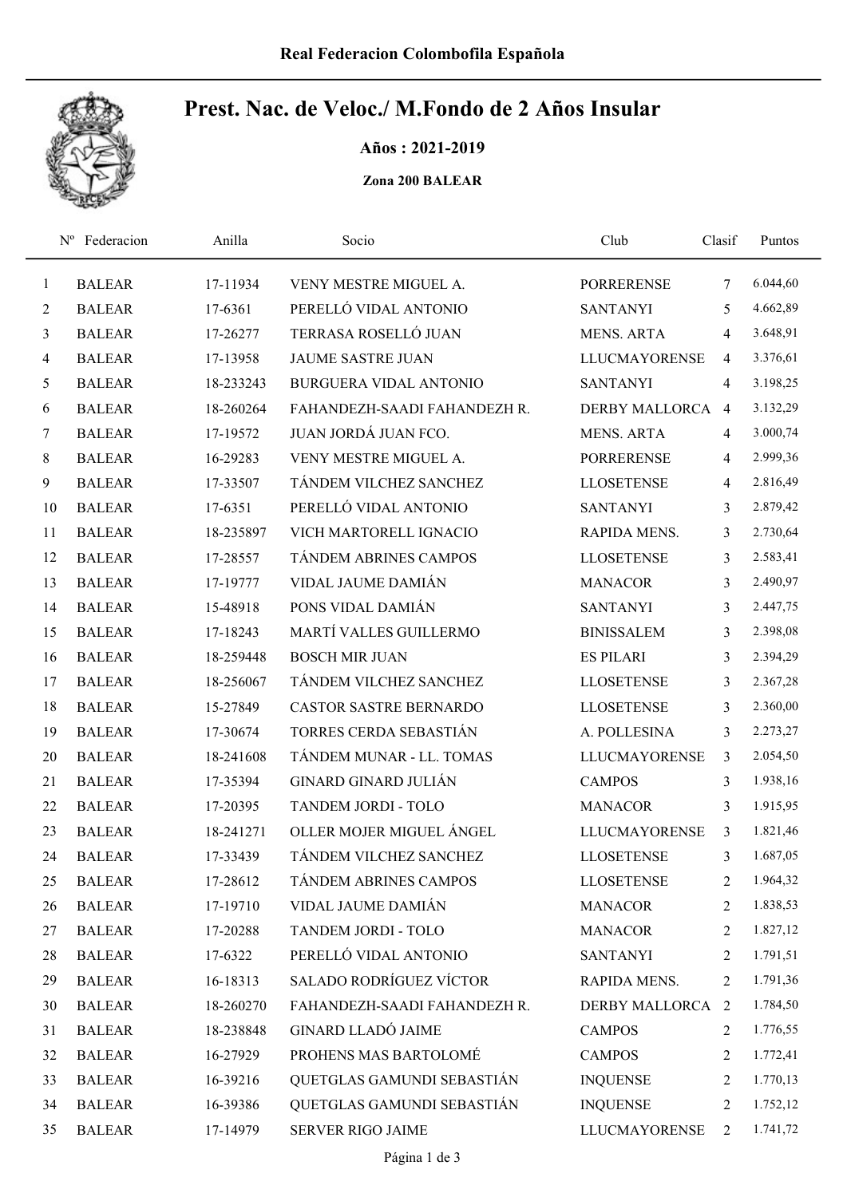Real Federacion Colombofila Española

# Prest. Nac. de Veloc./ M.Fondo de 2 Años Insular

**Años : 2021-2019**

**Zona 200 BALEAR**

| Nº | Federacion | Anilla | Socio | Club | Clasif | Puntos |
|---|---|---|---|---|---|---|
| 1 | BALEAR | 17-11934 | VENY MESTRE MIGUEL A. | PORRERENSE | 7 | 6.044,60 |
| 2 | BALEAR | 17-6361 | PERELLÓ VIDAL ANTONIO | SANTANYI | 5 | 4.662,89 |
| 3 | BALEAR | 17-26277 | TERRASA ROSELLÓ JUAN | MENS. ARTA | 4 | 3.648,91 |
| 4 | BALEAR | 17-13958 | JAUME SASTRE JUAN | LLUCMAYORENSE | 4 | 3.376,61 |
| 5 | BALEAR | 18-233243 | BURGUERA VIDAL ANTONIO | SANTANYI | 4 | 3.198,25 |
| 6 | BALEAR | 18-260264 | FAHANDEZH-SAADI FAHANDEZH R. | DERBY MALLORCA | 4 | 3.132,29 |
| 7 | BALEAR | 17-19572 | JUAN JORDÁ JUAN FCO. | MENS. ARTA | 4 | 3.000,74 |
| 8 | BALEAR | 16-29283 | VENY MESTRE MIGUEL A. | PORRERENSE | 4 | 2.999,36 |
| 9 | BALEAR | 17-33507 | TÁNDEM VILCHEZ SANCHEZ | LLOSETENSE | 4 | 2.816,49 |
| 10 | BALEAR | 17-6351 | PERELLÓ VIDAL ANTONIO | SANTANYI | 3 | 2.879,42 |
| 11 | BALEAR | 18-235897 | VICH MARTORELL IGNACIO | RAPIDA MENS. | 3 | 2.730,64 |
| 12 | BALEAR | 17-28557 | TÁNDEM ABRINES CAMPOS | LLOSETENSE | 3 | 2.583,41 |
| 13 | BALEAR | 17-19777 | VIDAL JAUME DAMIÁN | MANACOR | 3 | 2.490,97 |
| 14 | BALEAR | 15-48918 | PONS VIDAL DAMIÁN | SANTANYI | 3 | 2.447,75 |
| 15 | BALEAR | 17-18243 | MARTÍ VALLES GUILLERMO | BINISSALEM | 3 | 2.398,08 |
| 16 | BALEAR | 18-259448 | BOSCH MIR JUAN | ES PILARI | 3 | 2.394,29 |
| 17 | BALEAR | 18-256067 | TÁNDEM VILCHEZ SANCHEZ | LLOSETENSE | 3 | 2.367,28 |
| 18 | BALEAR | 15-27849 | CASTOR SASTRE BERNARDO | LLOSETENSE | 3 | 2.360,00 |
| 19 | BALEAR | 17-30674 | TORRES CERDA SEBASTIÁN | A. POLLESINA | 3 | 2.273,27 |
| 20 | BALEAR | 18-241608 | TÁNDEM MUNAR - LL. TOMAS | LLUCMAYORENSE | 3 | 2.054,50 |
| 21 | BALEAR | 17-35394 | GINARD GINARD JULIÁN | CAMPOS | 3 | 1.938,16 |
| 22 | BALEAR | 17-20395 | TANDEM JORDI - TOLO | MANACOR | 3 | 1.915,95 |
| 23 | BALEAR | 18-241271 | OLLER MOJER MIGUEL ÁNGEL | LLUCMAYORENSE | 3 | 1.821,46 |
| 24 | BALEAR | 17-33439 | TÁNDEM VILCHEZ SANCHEZ | LLOSETENSE | 3 | 1.687,05 |
| 25 | BALEAR | 17-28612 | TÁNDEM ABRINES CAMPOS | LLOSETENSE | 2 | 1.964,32 |
| 26 | BALEAR | 17-19710 | VIDAL JAUME DAMIÁN | MANACOR | 2 | 1.838,53 |
| 27 | BALEAR | 17-20288 | TANDEM JORDI - TOLO | MANACOR | 2 | 1.827,12 |
| 28 | BALEAR | 17-6322 | PERELLÓ VIDAL ANTONIO | SANTANYI | 2 | 1.791,51 |
| 29 | BALEAR | 16-18313 | SALADO RODRÍGUEZ VÍCTOR | RAPIDA MENS. | 2 | 1.791,36 |
| 30 | BALEAR | 18-260270 | FAHANDEZH-SAADI FAHANDEZH R. | DERBY MALLORCA | 2 | 1.784,50 |
| 31 | BALEAR | 18-238848 | GINARD LLADÓ JAIME | CAMPOS | 2 | 1.776,55 |
| 32 | BALEAR | 16-27929 | PROHENS MAS BARTOLOMÉ | CAMPOS | 2 | 1.772,41 |
| 33 | BALEAR | 16-39216 | QUETGLAS GAMUNDI SEBASTIÁN | INQUENSE | 2 | 1.770,13 |
| 34 | BALEAR | 16-39386 | QUETGLAS GAMUNDI SEBASTIÁN | INQUENSE | 2 | 1.752,12 |
| 35 | BALEAR | 17-14979 | SERVER RIGO JAIME | LLUCMAYORENSE | 2 | 1.741,72 |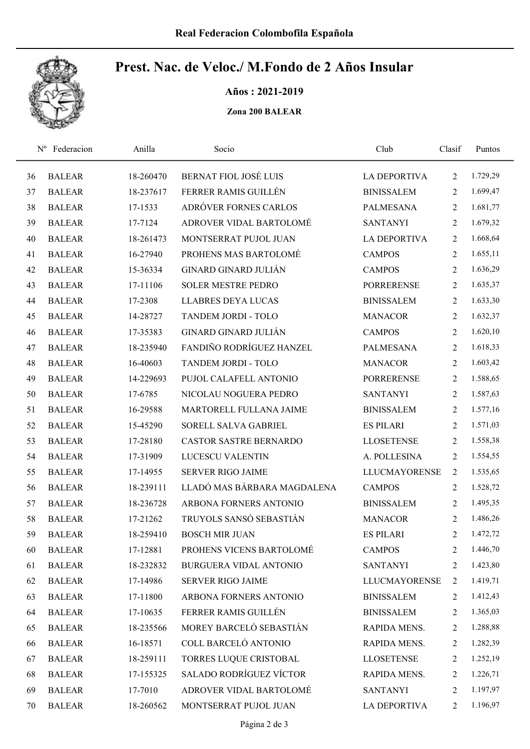# Real Federacion Colombofila Española

## Prest. Nac. de Veloc./ M.Fondo de 2 Años Insular

**Años : 2021-2019**

**Zona 200 BALEAR**

| Nº | Federacion | Anilla | Socio | Club | Clasif | Puntos |
|---|---|---|---|---|---|---|
| 36 | BALEAR | 18-260470 | BERNAT FIOL JOSÉ LUIS | LA DEPORTIVA | 2 | 1.729,29 |
| 37 | BALEAR | 18-237617 | FERRER RAMIS GUILLÉN | BINISSALEM | 2 | 1.699,47 |
| 38 | BALEAR | 17-1533 | ADRÓVER FORNES CARLOS | PALMESANA | 2 | 1.681,77 |
| 39 | BALEAR | 17-7124 | ADROVER VIDAL BARTOLOMÉ | SANTANYI | 2 | 1.679,32 |
| 40 | BALEAR | 18-261473 | MONTSERRAT PUJOL JUAN | LA DEPORTIVA | 2 | 1.668,64 |
| 41 | BALEAR | 16-27940 | PROHENS MAS BARTOLOMÉ | CAMPOS | 2 | 1.655,11 |
| 42 | BALEAR | 15-36334 | GINARD GINARD JULIÁN | CAMPOS | 2 | 1.636,29 |
| 43 | BALEAR | 17-11106 | SOLER MESTRE PEDRO | PORRERENSE | 2 | 1.635,37 |
| 44 | BALEAR | 17-2308 | LLABRES DEYA LUCAS | BINISSALEM | 2 | 1.633,30 |
| 45 | BALEAR | 14-28727 | TANDEM JORDI - TOLO | MANACOR | 2 | 1.632,37 |
| 46 | BALEAR | 17-35383 | GINARD GINARD JULIÁN | CAMPOS | 2 | 1.620,10 |
| 47 | BALEAR | 18-235940 | FANDIÑO RODRÍGUEZ HANZEL | PALMESANA | 2 | 1.618,33 |
| 48 | BALEAR | 16-40603 | TANDEM JORDI - TOLO | MANACOR | 2 | 1.603,42 |
| 49 | BALEAR | 14-229693 | PUJOL CALAFELL ANTONIO | PORRERENSE | 2 | 1.588,65 |
| 50 | BALEAR | 17-6785 | NICOLAU NOGUERA PEDRO | SANTANYI | 2 | 1.587,63 |
| 51 | BALEAR | 16-29588 | MARTORELL FULLANA JAIME | BINISSALEM | 2 | 1.577,16 |
| 52 | BALEAR | 15-45290 | SORELL SALVA GABRIEL | ES PILARI | 2 | 1.571,03 |
| 53 | BALEAR | 17-28180 | CASTOR SASTRE BERNARDO | LLOSETENSE | 2 | 1.558,38 |
| 54 | BALEAR | 17-31909 | LUCESCU VALENTIN | A. POLLESINA | 2 | 1.554,55 |
| 55 | BALEAR | 17-14955 | SERVER RIGO JAIME | LLUCMAYORENSE | 2 | 1.535,65 |
| 56 | BALEAR | 18-239111 | LLADÓ MAS BÁRBARA MAGDALENA | CAMPOS | 2 | 1.528,72 |
| 57 | BALEAR | 18-236728 | ARBONA FORNERS ANTONIO | BINISSALEM | 2 | 1.495,35 |
| 58 | BALEAR | 17-21262 | TRUYOLS SANSÓ SEBASTIÁN | MANACOR | 2 | 1.486,26 |
| 59 | BALEAR | 18-259410 | BOSCH MIR JUAN | ES PILARI | 2 | 1.472,72 |
| 60 | BALEAR | 17-12881 | PROHENS VICENS BARTOLOMÉ | CAMPOS | 2 | 1.446,70 |
| 61 | BALEAR | 18-232832 | BURGUERA VIDAL ANTONIO | SANTANYI | 2 | 1.423,80 |
| 62 | BALEAR | 17-14986 | SERVER RIGO JAIME | LLUCMAYORENSE | 2 | 1.419,71 |
| 63 | BALEAR | 17-11800 | ARBONA FORNERS ANTONIO | BINISSALEM | 2 | 1.412,43 |
| 64 | BALEAR | 17-10635 | FERRER RAMIS GUILLÉN | BINISSALEM | 2 | 1.365,03 |
| 65 | BALEAR | 18-235566 | MOREY BARCELÓ SEBASTIÁN | RAPIDA MENS. | 2 | 1.288,88 |
| 66 | BALEAR | 16-18571 | COLL BARCELÓ ANTONIO | RAPIDA MENS. | 2 | 1.282,39 |
| 67 | BALEAR | 18-259111 | TORRES LUQUE CRISTOBAL | LLOSETENSE | 2 | 1.252,19 |
| 68 | BALEAR | 17-155325 | SALADO RODRÍGUEZ VÍCTOR | RAPIDA MENS. | 2 | 1.226,71 |
| 69 | BALEAR | 17-7010 | ADROVER VIDAL BARTOLOMÉ | SANTANYI | 2 | 1.197,97 |
| 70 | BALEAR | 18-260562 | MONTSERRAT PUJOL JUAN | LA DEPORTIVA | 2 | 1.196,97 |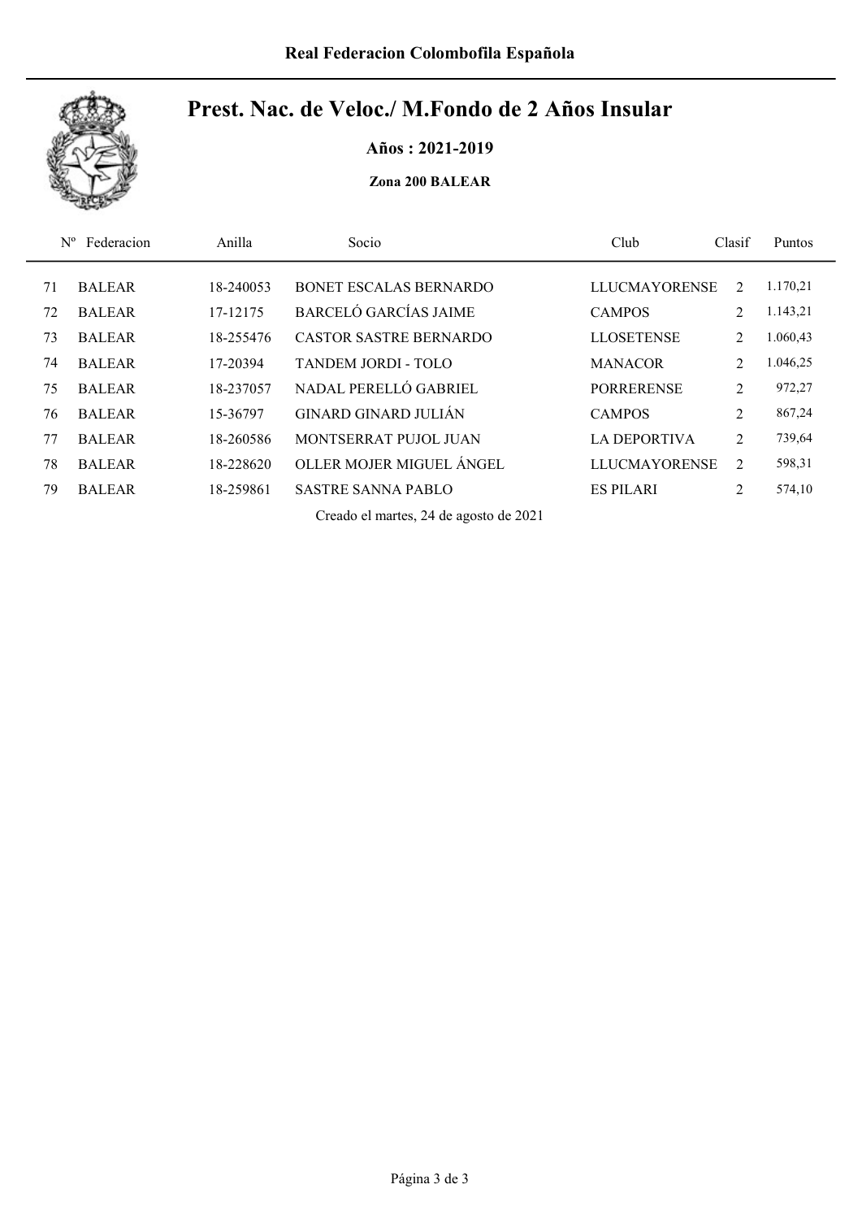**Real Federacion Colombofila Española**

# Prest. Nac. de Veloc./ M.Fondo de 2 Años Insular

**Años : 2021-2019**

**Zona 200 BALEAR**

| Nº | Federacion | Anilla | Socio | Club | Clasif | Puntos |
|---|---|---|---|---|---|---|
| 71 | BALEAR | 18-240053 | BONET ESCALAS BERNARDO | LLUCMAYORENSE | 2 | 1.170,21 |
| 72 | BALEAR | 17-12175 | BARCELÓ GARCÍAS JAIME | CAMPOS | 2 | 1.143,21 |
| 73 | BALEAR | 18-255476 | CASTOR SASTRE BERNARDO | LLOSETENSE | 2 | 1.060,43 |
| 74 | BALEAR | 17-20394 | TANDEM JORDI - TOLO | MANACOR | 2 | 1.046,25 |
| 75 | BALEAR | 18-237057 | NADAL PERELLÓ GABRIEL | PORRERENSE | 2 | 972,27 |
| 76 | BALEAR | 15-36797 | GINARD GINARD JULIÁN | CAMPOS | 2 | 867,24 |
| 77 | BALEAR | 18-260586 | MONTSERRAT PUJOL JUAN | LA DEPORTIVA | 2 | 739,64 |
| 78 | BALEAR | 18-228620 | OLLER MOJER MIGUEL ÁNGEL | LLUCMAYORENSE | 2 | 598,31 |
| 79 | BALEAR | 18-259861 | SASTRE SANNA PABLO | ES PILARI | 2 | 574,10 |

Creado el martes, 24 de agosto de 2021